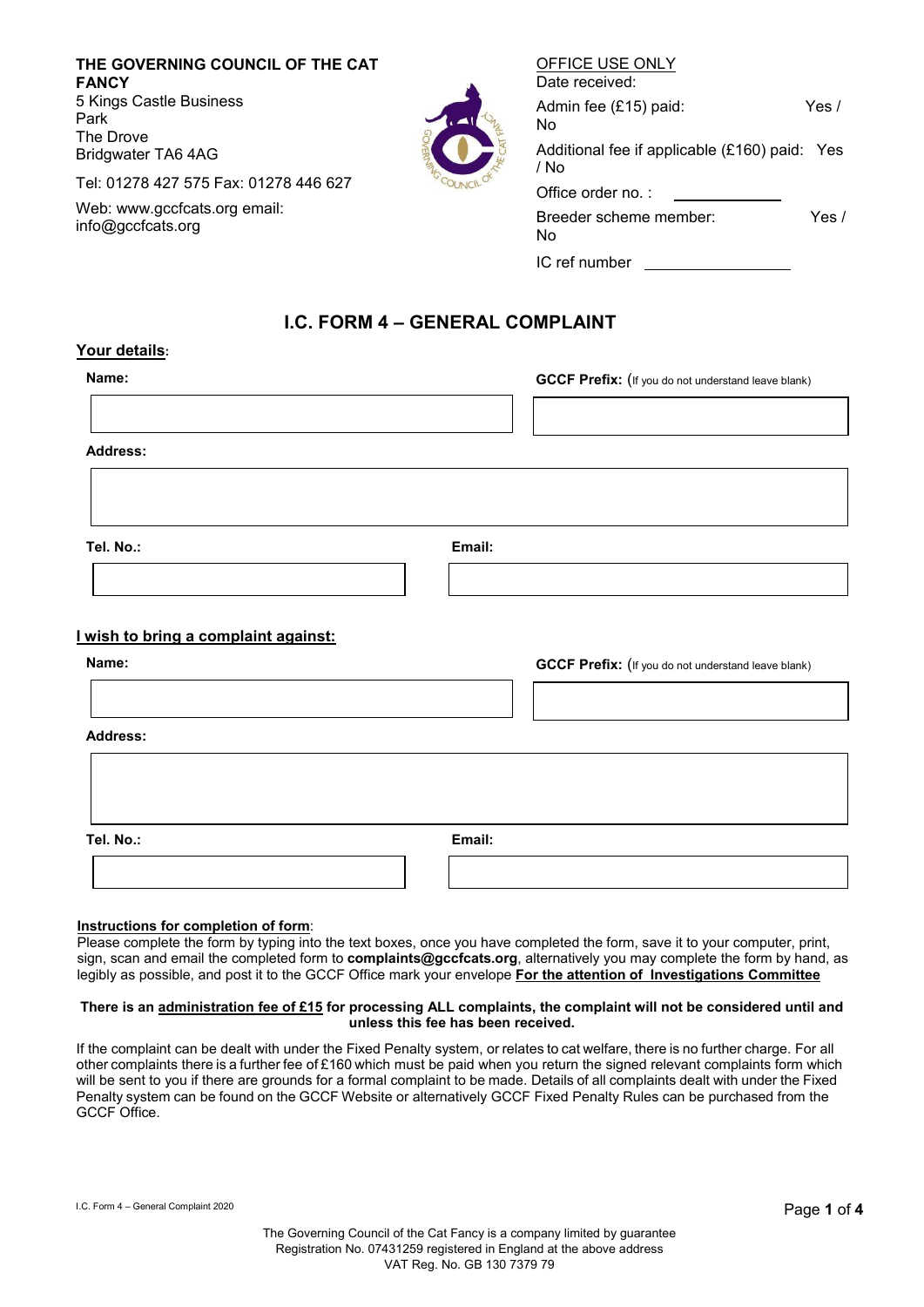**THE GOVERNING COUNCIL OF THE CAT FANCY**
5 Kings Castle Business Park
The Drove
Bridgwater TA6 4AG

Tel: 01278 427 575 Fax: 01278 446 627

Web: www.gccfcats.org email: info@gccfcats.org

OFFICE USE ONLY

Date received:

Admin fee (£15) paid: Yes / No

Additional fee if applicable (£160) paid: Yes / No

Office order no. : ____________

Breeder scheme member: Yes / No

IC ref number ________________

# I.C. FORM 4 – GENERAL COMPLAINT

**Your details**:

**Name:**

**GCCF Prefix:** (If you do not understand leave blank)

**Address:**

**Tel. No.:**

**Email:**

**I wish to bring a complaint against:**

**Name:**

**GCCF Prefix:** (If you do not understand leave blank)

**Address:**

**Tel. No.:**

**Email:**

**Instructions for completion of form**:
Please complete the form by typing into the text boxes, once you have completed the form, save it to your computer, print, sign, scan and email the completed form to **complaints@gccfcats.org**, alternatively you may complete the form by hand, as legibly as possible, and post it to the GCCF Office mark your envelope **For the attention of Investigations Committee**

**There is an administration fee of £15 for processing ALL complaints, the complaint will not be considered until and unless this fee has been received.**

If the complaint can be dealt with under the Fixed Penalty system, or relates to cat welfare, there is no further charge. For all other complaints there is a further fee of £160 which must be paid when you return the signed relevant complaints form which will be sent to you if there are grounds for a formal complaint to be made. Details of all complaints dealt with under the Fixed Penalty system can be found on the GCCF Website or alternatively GCCF Fixed Penalty Rules can be purchased from the GCCF Office.

I.C. Form 4 – General Complaint 2020

The Governing Council of the Cat Fancy is a company limited by guarantee
Registration No. 07431259 registered in England at the above address
VAT Reg. No. GB 130 7379 79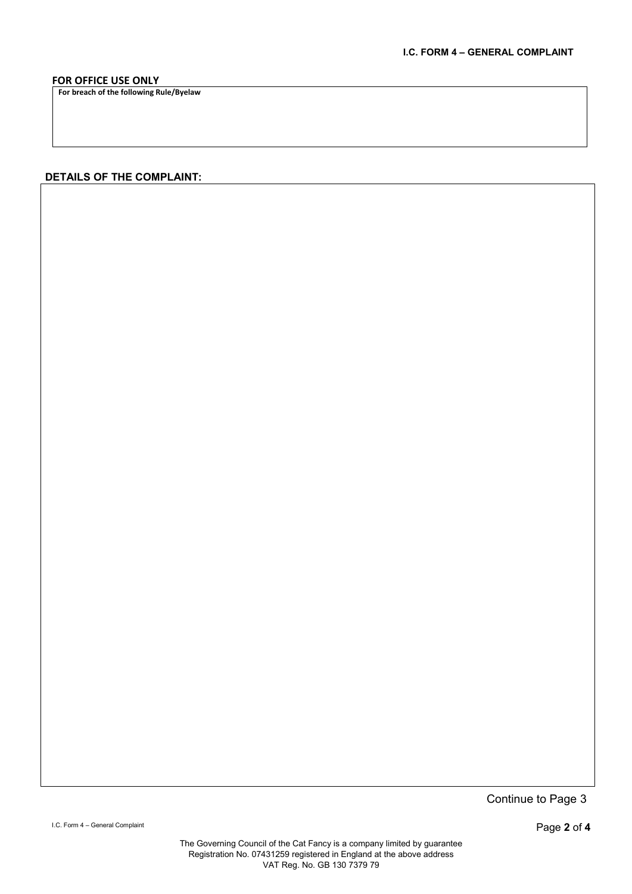**FOR OFFICE USE ONLY**

**For breach of the following Rule/Byelaw**

**DETAILS OF THE COMPLAINT:**

Continue to Page 3

The Governing Council of the Cat Fancy is a company limited by guarantee
Registration No. 07431259 registered in England at the above address
VAT Reg. No. GB 130 7379 79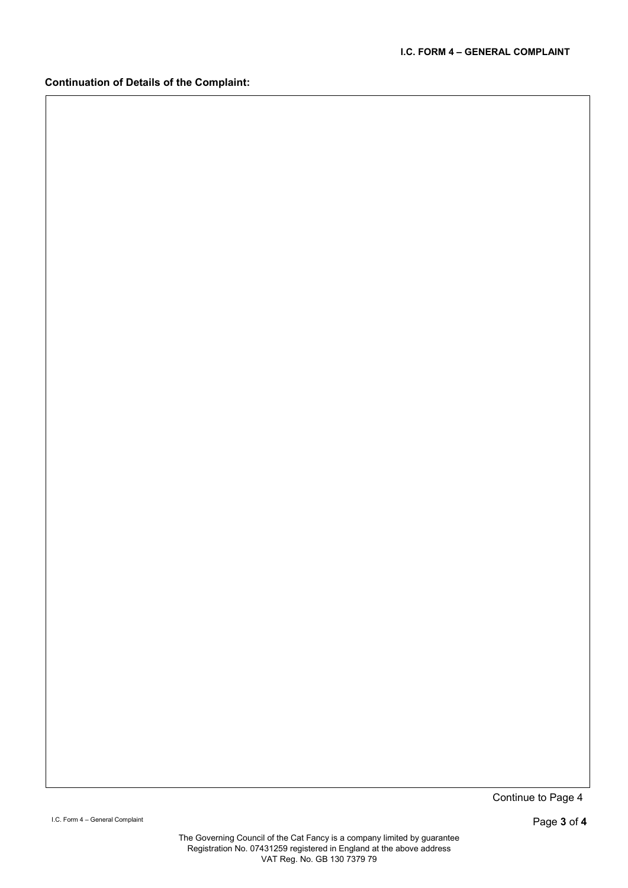**Continuation of Details of the Complaint:**

Continue to Page 4

The Governing Council of the Cat Fancy is a company limited by guarantee
Registration No. 07431259 registered in England at the above address
VAT Reg. No. GB 130 7379 79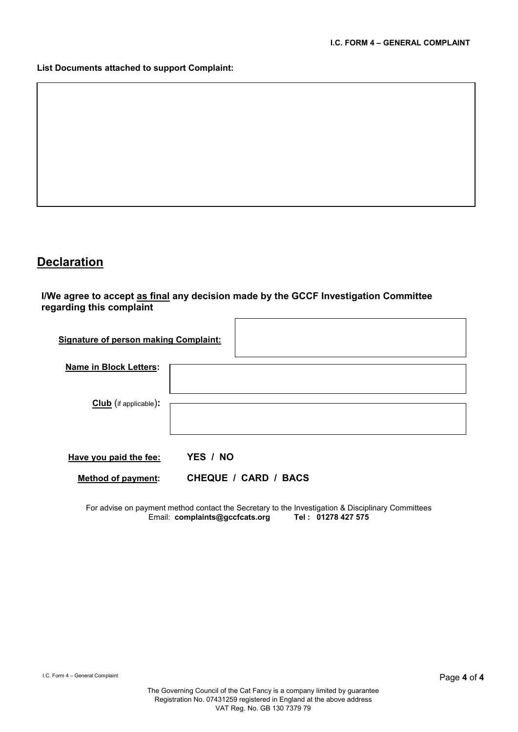**List Documents attached to support Complaint:**

## Declaration

**I/We agree to accept as final any decision made by the GCCF Investigation Committee regarding this complaint**

**Signature of person making Complaint:**

**Name in Block Letters:**

**Club** (if applicable)**:**

**Have you paid the fee:** **YES / NO**

**Method of payment:** **CHEQUE / CARD / BACS**

For advise on payment method contact the Secretary to the Investigation & Disciplinary Committees
Email: **complaints@gccfcats.org** **Tel : 01278 427 575**

The Governing Council of the Cat Fancy is a company limited by guarantee
Registration No. 07431259 registered in England at the above address
VAT Reg. No. GB 130 7379 79